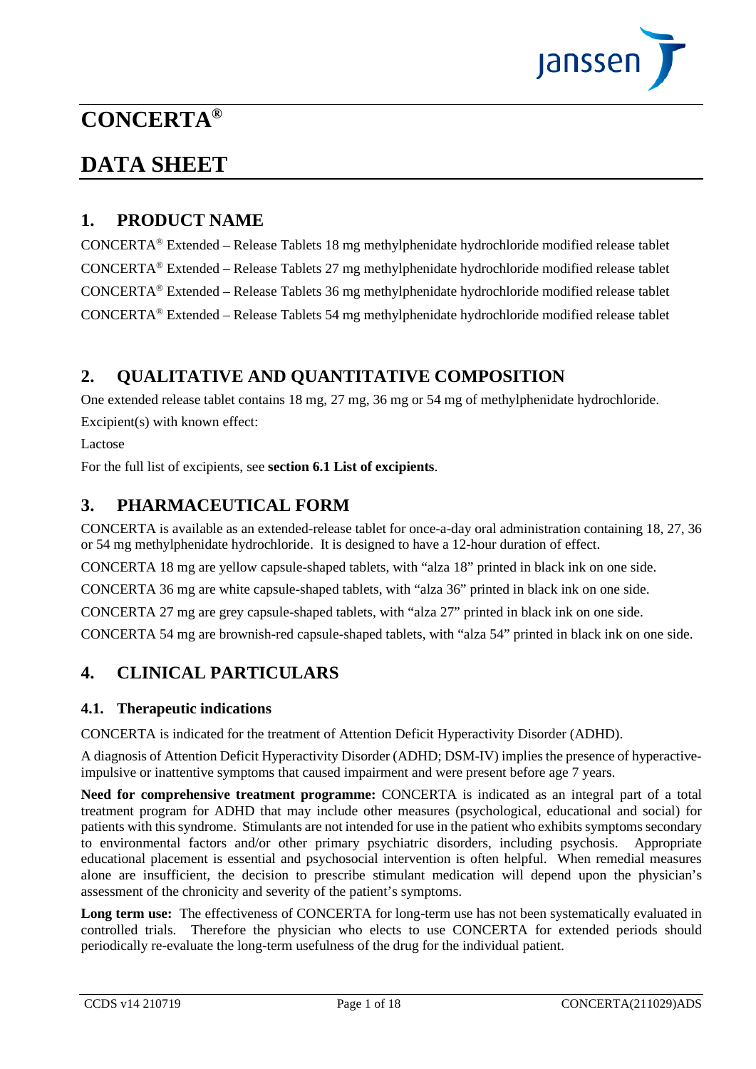# CONCERTA®

# DATA SHEET

## 1. PRODUCT NAME

CONCERTA® Extended – Release Tablets 18 mg methylphenidate hydrochloride modified release tablet

CONCERTA® Extended – Release Tablets 27 mg methylphenidate hydrochloride modified release tablet

CONCERTA® Extended – Release Tablets 36 mg methylphenidate hydrochloride modified release tablet

CONCERTA® Extended – Release Tablets 54 mg methylphenidate hydrochloride modified release tablet

## 2. QUALITATIVE AND QUANTITATIVE COMPOSITION

One extended release tablet contains 18 mg, 27 mg, 36 mg or 54 mg of methylphenidate hydrochloride.

Excipient(s) with known effect:

Lactose

For the full list of excipients, see **section 6.1 List of excipients**.

## 3. PHARMACEUTICAL FORM

CONCERTA is available as an extended-release tablet for once-a-day oral administration containing 18, 27, 36 or 54 mg methylphenidate hydrochloride. It is designed to have a 12-hour duration of effect.

CONCERTA 18 mg are yellow capsule-shaped tablets, with "alza 18" printed in black ink on one side.

CONCERTA 36 mg are white capsule-shaped tablets, with "alza 36" printed in black ink on one side.

CONCERTA 27 mg are grey capsule-shaped tablets, with "alza 27" printed in black ink on one side.

CONCERTA 54 mg are brownish-red capsule-shaped tablets, with "alza 54" printed in black ink on one side.

## 4. CLINICAL PARTICULARS

### 4.1. Therapeutic indications

CONCERTA is indicated for the treatment of Attention Deficit Hyperactivity Disorder (ADHD).

A diagnosis of Attention Deficit Hyperactivity Disorder (ADHD; DSM-IV) implies the presence of hyperactive-impulsive or inattentive symptoms that caused impairment and were present before age 7 years.

**Need for comprehensive treatment programme:** CONCERTA is indicated as an integral part of a total treatment program for ADHD that may include other measures (psychological, educational and social) for patients with this syndrome. Stimulants are not intended for use in the patient who exhibits symptoms secondary to environmental factors and/or other primary psychiatric disorders, including psychosis. Appropriate educational placement is essential and psychosocial intervention is often helpful. When remedial measures alone are insufficient, the decision to prescribe stimulant medication will depend upon the physician's assessment of the chronicity and severity of the patient's symptoms.

**Long term use:** The effectiveness of CONCERTA for long-term use has not been systematically evaluated in controlled trials. Therefore the physician who elects to use CONCERTA for extended periods should periodically re-evaluate the long-term usefulness of the drug for the individual patient.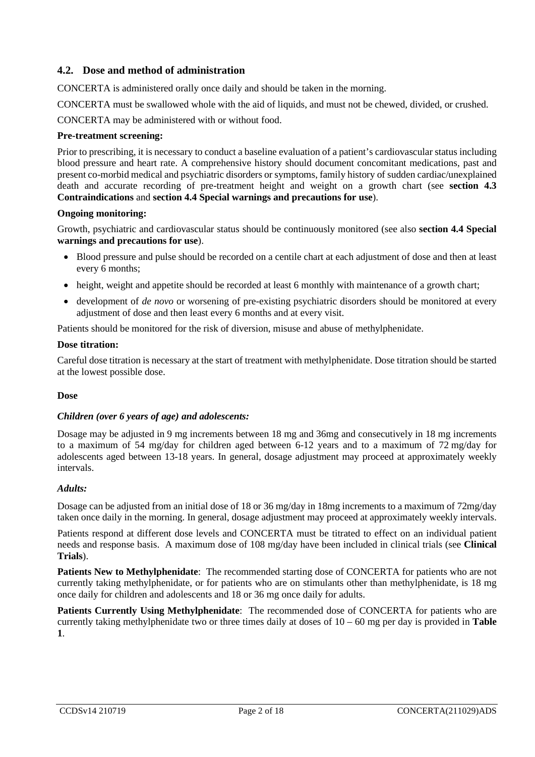## 4.2. Dose and method of administration

CONCERTA is administered orally once daily and should be taken in the morning.

CONCERTA must be swallowed whole with the aid of liquids, and must not be chewed, divided, or crushed.

CONCERTA may be administered with or without food.

**Pre-treatment screening:**

Prior to prescribing, it is necessary to conduct a baseline evaluation of a patient's cardiovascular status including blood pressure and heart rate. A comprehensive history should document concomitant medications, past and present co-morbid medical and psychiatric disorders or symptoms, family history of sudden cardiac/unexplained death and accurate recording of pre-treatment height and weight on a growth chart (see **section 4.3 Contraindications** and **section 4.4 Special warnings and precautions for use**).

**Ongoing monitoring:**

Growth, psychiatric and cardiovascular status should be continuously monitored (see also **section 4.4 Special warnings and precautions for use**).

- Blood pressure and pulse should be recorded on a centile chart at each adjustment of dose and then at least every 6 months;
- height, weight and appetite should be recorded at least 6 monthly with maintenance of a growth chart;
- development of *de novo* or worsening of pre-existing psychiatric disorders should be monitored at every adjustment of dose and then least every 6 months and at every visit.

Patients should be monitored for the risk of diversion, misuse and abuse of methylphenidate.

**Dose titration:**

Careful dose titration is necessary at the start of treatment with methylphenidate. Dose titration should be started at the lowest possible dose.

**Dose**

***Children (over 6 years of age) and adolescents:***

Dosage may be adjusted in 9 mg increments between 18 mg and 36mg and consecutively in 18 mg increments to a maximum of 54 mg/day for children aged between 6-12 years and to a maximum of 72 mg/day for adolescents aged between 13-18 years. In general, dosage adjustment may proceed at approximately weekly intervals.

***Adults:***

Dosage can be adjusted from an initial dose of 18 or 36 mg/day in 18mg increments to a maximum of 72mg/day taken once daily in the morning. In general, dosage adjustment may proceed at approximately weekly intervals.

Patients respond at different dose levels and CONCERTA must be titrated to effect on an individual patient needs and response basis. A maximum dose of 108 mg/day have been included in clinical trials (see **Clinical Trials**).

**Patients New to Methylphenidate**: The recommended starting dose of CONCERTA for patients who are not currently taking methylphenidate, or for patients who are on stimulants other than methylphenidate, is 18 mg once daily for children and adolescents and 18 or 36 mg once daily for adults.

**Patients Currently Using Methylphenidate**: The recommended dose of CONCERTA for patients who are currently taking methylphenidate two or three times daily at doses of 10 – 60 mg per day is provided in **Table 1**.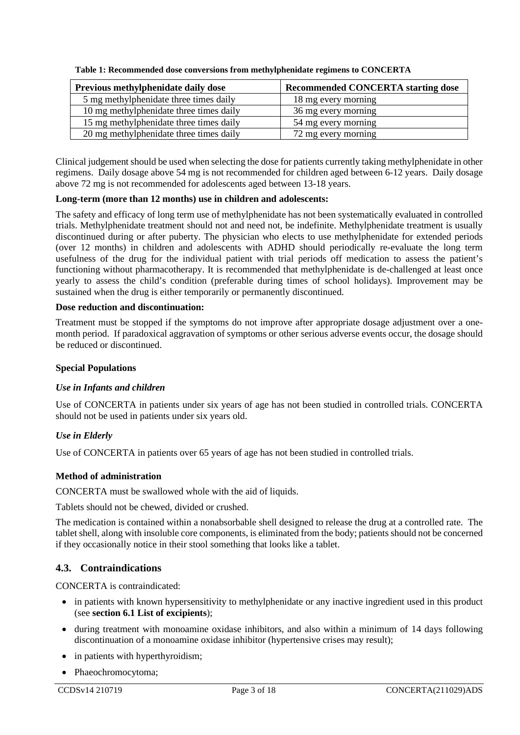**Table 1: Recommended dose conversions from methylphenidate regimens to CONCERTA**

| Previous methylphenidate daily dose | Recommended CONCERTA starting dose |
|---|---|
| 5 mg methylphenidate three times daily | 18 mg every morning |
| 10 mg methylphenidate three times daily | 36 mg every morning |
| 15 mg methylphenidate three times daily | 54 mg every morning |
| 20 mg methylphenidate three times daily | 72 mg every morning |

Clinical judgement should be used when selecting the dose for patients currently taking methylphenidate in other regimens. Daily dosage above 54 mg is not recommended for children aged between 6-12 years. Daily dosage above 72 mg is not recommended for adolescents aged between 13-18 years.

**Long-term (more than 12 months) use in children and adolescents:**

The safety and efficacy of long term use of methylphenidate has not been systematically evaluated in controlled trials. Methylphenidate treatment should not and need not, be indefinite. Methylphenidate treatment is usually discontinued during or after puberty. The physician who elects to use methylphenidate for extended periods (over 12 months) in children and adolescents with ADHD should periodically re-evaluate the long term usefulness of the drug for the individual patient with trial periods off medication to assess the patient's functioning without pharmacotherapy. It is recommended that methylphenidate is de-challenged at least once yearly to assess the child's condition (preferable during times of school holidays). Improvement may be sustained when the drug is either temporarily or permanently discontinued.

**Dose reduction and discontinuation:**

Treatment must be stopped if the symptoms do not improve after appropriate dosage adjustment over a one-month period. If paradoxical aggravation of symptoms or other serious adverse events occur, the dosage should be reduced or discontinued.

**Special Populations**

***Use in Infants and children***

Use of CONCERTA in patients under six years of age has not been studied in controlled trials. CONCERTA should not be used in patients under six years old.

***Use in Elderly***

Use of CONCERTA in patients over 65 years of age has not been studied in controlled trials.

**Method of administration**

CONCERTA must be swallowed whole with the aid of liquids.

Tablets should not be chewed, divided or crushed.

The medication is contained within a nonabsorbable shell designed to release the drug at a controlled rate. The tablet shell, along with insoluble core components, is eliminated from the body; patients should not be concerned if they occasionally notice in their stool something that looks like a tablet.

## 4.3. Contraindications

CONCERTA is contraindicated:

- in patients with known hypersensitivity to methylphenidate or any inactive ingredient used in this product (see **section 6.1 List of excipients**);
- during treatment with monoamine oxidase inhibitors, and also within a minimum of 14 days following discontinuation of a monoamine oxidase inhibitor (hypertensive crises may result);
- in patients with hyperthyroidism;
- Phaeochromocytoma;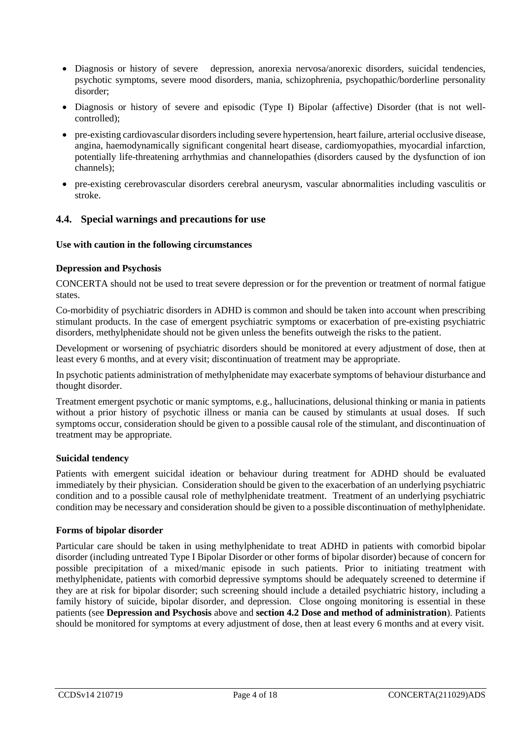- Diagnosis or history of severe depression, anorexia nervosa/anorexic disorders, suicidal tendencies, psychotic symptoms, severe mood disorders, mania, schizophrenia, psychopathic/borderline personality disorder;
- Diagnosis or history of severe and episodic (Type I) Bipolar (affective) Disorder (that is not well-controlled);
- pre-existing cardiovascular disorders including severe hypertension, heart failure, arterial occlusive disease, angina, haemodynamically significant congenital heart disease, cardiomyopathies, myocardial infarction, potentially life-threatening arrhythmias and channelopathies (disorders caused by the dysfunction of ion channels);
- pre-existing cerebrovascular disorders cerebral aneurysm, vascular abnormalities including vasculitis or stroke.

## 4.4. Special warnings and precautions for use

**Use with caution in the following circumstances**

**Depression and Psychosis**

CONCERTA should not be used to treat severe depression or for the prevention or treatment of normal fatigue states.

Co-morbidity of psychiatric disorders in ADHD is common and should be taken into account when prescribing stimulant products. In the case of emergent psychiatric symptoms or exacerbation of pre-existing psychiatric disorders, methylphenidate should not be given unless the benefits outweigh the risks to the patient.

Development or worsening of psychiatric disorders should be monitored at every adjustment of dose, then at least every 6 months, and at every visit; discontinuation of treatment may be appropriate.

In psychotic patients administration of methylphenidate may exacerbate symptoms of behaviour disturbance and thought disorder.

Treatment emergent psychotic or manic symptoms, e.g., hallucinations, delusional thinking or mania in patients without a prior history of psychotic illness or mania can be caused by stimulants at usual doses. If such symptoms occur, consideration should be given to a possible causal role of the stimulant, and discontinuation of treatment may be appropriate.

**Suicidal tendency**

Patients with emergent suicidal ideation or behaviour during treatment for ADHD should be evaluated immediately by their physician. Consideration should be given to the exacerbation of an underlying psychiatric condition and to a possible causal role of methylphenidate treatment. Treatment of an underlying psychiatric condition may be necessary and consideration should be given to a possible discontinuation of methylphenidate.

**Forms of bipolar disorder**

Particular care should be taken in using methylphenidate to treat ADHD in patients with comorbid bipolar disorder (including untreated Type I Bipolar Disorder or other forms of bipolar disorder) because of concern for possible precipitation of a mixed/manic episode in such patients. Prior to initiating treatment with methylphenidate, patients with comorbid depressive symptoms should be adequately screened to determine if they are at risk for bipolar disorder; such screening should include a detailed psychiatric history, including a family history of suicide, bipolar disorder, and depression. Close ongoing monitoring is essential in these patients (see **Depression and Psychosis** above and **section 4.2 Dose and method of administration**). Patients should be monitored for symptoms at every adjustment of dose, then at least every 6 months and at every visit.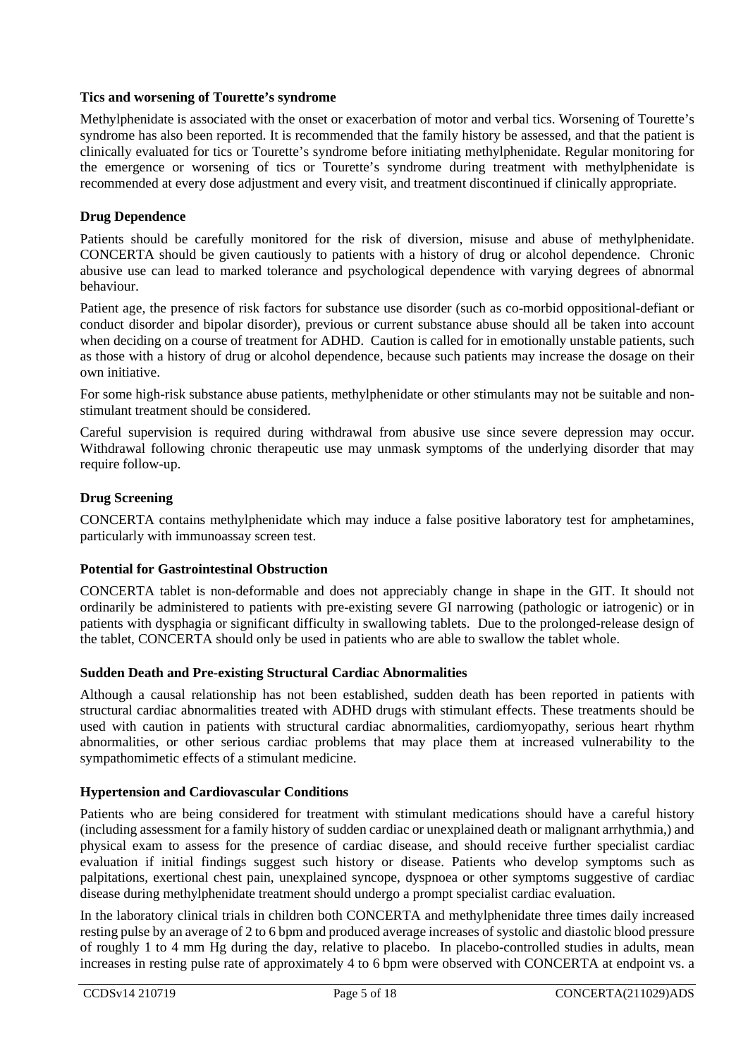### Tics and worsening of Tourette's syndrome

Methylphenidate is associated with the onset or exacerbation of motor and verbal tics. Worsening of Tourette's syndrome has also been reported. It is recommended that the family history be assessed, and that the patient is clinically evaluated for tics or Tourette's syndrome before initiating methylphenidate. Regular monitoring for the emergence or worsening of tics or Tourette's syndrome during treatment with methylphenidate is recommended at every dose adjustment and every visit, and treatment discontinued if clinically appropriate.

### Drug Dependence

Patients should be carefully monitored for the risk of diversion, misuse and abuse of methylphenidate. CONCERTA should be given cautiously to patients with a history of drug or alcohol dependence. Chronic abusive use can lead to marked tolerance and psychological dependence with varying degrees of abnormal behaviour.

Patient age, the presence of risk factors for substance use disorder (such as co-morbid oppositional-defiant or conduct disorder and bipolar disorder), previous or current substance abuse should all be taken into account when deciding on a course of treatment for ADHD. Caution is called for in emotionally unstable patients, such as those with a history of drug or alcohol dependence, because such patients may increase the dosage on their own initiative.

For some high-risk substance abuse patients, methylphenidate or other stimulants may not be suitable and non-stimulant treatment should be considered.

Careful supervision is required during withdrawal from abusive use since severe depression may occur. Withdrawal following chronic therapeutic use may unmask symptoms of the underlying disorder that may require follow-up.

### Drug Screening

CONCERTA contains methylphenidate which may induce a false positive laboratory test for amphetamines, particularly with immunoassay screen test.

### Potential for Gastrointestinal Obstruction

CONCERTA tablet is non-deformable and does not appreciably change in shape in the GIT. It should not ordinarily be administered to patients with pre-existing severe GI narrowing (pathologic or iatrogenic) or in patients with dysphagia or significant difficulty in swallowing tablets. Due to the prolonged-release design of the tablet, CONCERTA should only be used in patients who are able to swallow the tablet whole.

### Sudden Death and Pre-existing Structural Cardiac Abnormalities

Although a causal relationship has not been established, sudden death has been reported in patients with structural cardiac abnormalities treated with ADHD drugs with stimulant effects. These treatments should be used with caution in patients with structural cardiac abnormalities, cardiomyopathy, serious heart rhythm abnormalities, or other serious cardiac problems that may place them at increased vulnerability to the sympathomimetic effects of a stimulant medicine.

### Hypertension and Cardiovascular Conditions

Patients who are being considered for treatment with stimulant medications should have a careful history (including assessment for a family history of sudden cardiac or unexplained death or malignant arrhythmia,) and physical exam to assess for the presence of cardiac disease, and should receive further specialist cardiac evaluation if initial findings suggest such history or disease. Patients who develop symptoms such as palpitations, exertional chest pain, unexplained syncope, dyspnoea or other symptoms suggestive of cardiac disease during methylphenidate treatment should undergo a prompt specialist cardiac evaluation.

In the laboratory clinical trials in children both CONCERTA and methylphenidate three times daily increased resting pulse by an average of 2 to 6 bpm and produced average increases of systolic and diastolic blood pressure of roughly 1 to 4 mm Hg during the day, relative to placebo. In placebo-controlled studies in adults, mean increases in resting pulse rate of approximately 4 to 6 bpm were observed with CONCERTA at endpoint vs. a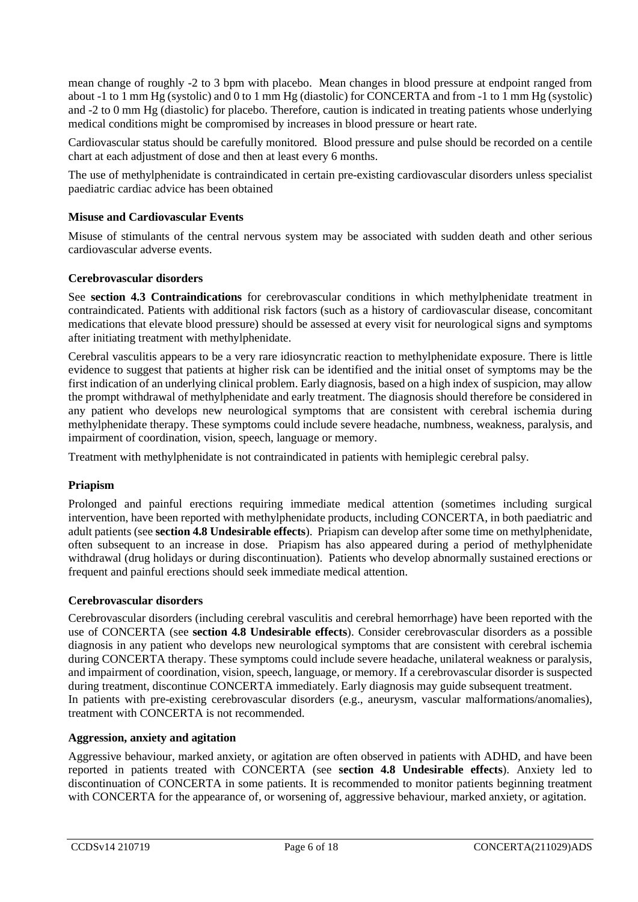mean change of roughly -2 to 3 bpm with placebo. Mean changes in blood pressure at endpoint ranged from about -1 to 1 mm Hg (systolic) and 0 to 1 mm Hg (diastolic) for CONCERTA and from -1 to 1 mm Hg (systolic) and -2 to 0 mm Hg (diastolic) for placebo. Therefore, caution is indicated in treating patients whose underlying medical conditions might be compromised by increases in blood pressure or heart rate.

Cardiovascular status should be carefully monitored. Blood pressure and pulse should be recorded on a centile chart at each adjustment of dose and then at least every 6 months.

The use of methylphenidate is contraindicated in certain pre-existing cardiovascular disorders unless specialist paediatric cardiac advice has been obtained

**Misuse and Cardiovascular Events**

Misuse of stimulants of the central nervous system may be associated with sudden death and other serious cardiovascular adverse events.

**Cerebrovascular disorders**

See **section 4.3 Contraindications** for cerebrovascular conditions in which methylphenidate treatment in contraindicated. Patients with additional risk factors (such as a history of cardiovascular disease, concomitant medications that elevate blood pressure) should be assessed at every visit for neurological signs and symptoms after initiating treatment with methylphenidate.

Cerebral vasculitis appears to be a very rare idiosyncratic reaction to methylphenidate exposure. There is little evidence to suggest that patients at higher risk can be identified and the initial onset of symptoms may be the first indication of an underlying clinical problem. Early diagnosis, based on a high index of suspicion, may allow the prompt withdrawal of methylphenidate and early treatment. The diagnosis should therefore be considered in any patient who develops new neurological symptoms that are consistent with cerebral ischemia during methylphenidate therapy. These symptoms could include severe headache, numbness, weakness, paralysis, and impairment of coordination, vision, speech, language or memory.

Treatment with methylphenidate is not contraindicated in patients with hemiplegic cerebral palsy.

**Priapism**

Prolonged and painful erections requiring immediate medical attention (sometimes including surgical intervention, have been reported with methylphenidate products, including CONCERTA, in both paediatric and adult patients (see **section 4.8 Undesirable effects**). Priapism can develop after some time on methylphenidate, often subsequent to an increase in dose. Priapism has also appeared during a period of methylphenidate withdrawal (drug holidays or during discontinuation). Patients who develop abnormally sustained erections or frequent and painful erections should seek immediate medical attention.

**Cerebrovascular disorders**

Cerebrovascular disorders (including cerebral vasculitis and cerebral hemorrhage) have been reported with the use of CONCERTA (see **section 4.8 Undesirable effects**). Consider cerebrovascular disorders as a possible diagnosis in any patient who develops new neurological symptoms that are consistent with cerebral ischemia during CONCERTA therapy. These symptoms could include severe headache, unilateral weakness or paralysis, and impairment of coordination, vision, speech, language, or memory. If a cerebrovascular disorder is suspected during treatment, discontinue CONCERTA immediately. Early diagnosis may guide subsequent treatment.
In patients with pre-existing cerebrovascular disorders (e.g., aneurysm, vascular malformations/anomalies), treatment with CONCERTA is not recommended.

**Aggression, anxiety and agitation**

Aggressive behaviour, marked anxiety, or agitation are often observed in patients with ADHD, and have been reported in patients treated with CONCERTA (see **section 4.8 Undesirable effects**). Anxiety led to discontinuation of CONCERTA in some patients. It is recommended to monitor patients beginning treatment with CONCERTA for the appearance of, or worsening of, aggressive behaviour, marked anxiety, or agitation.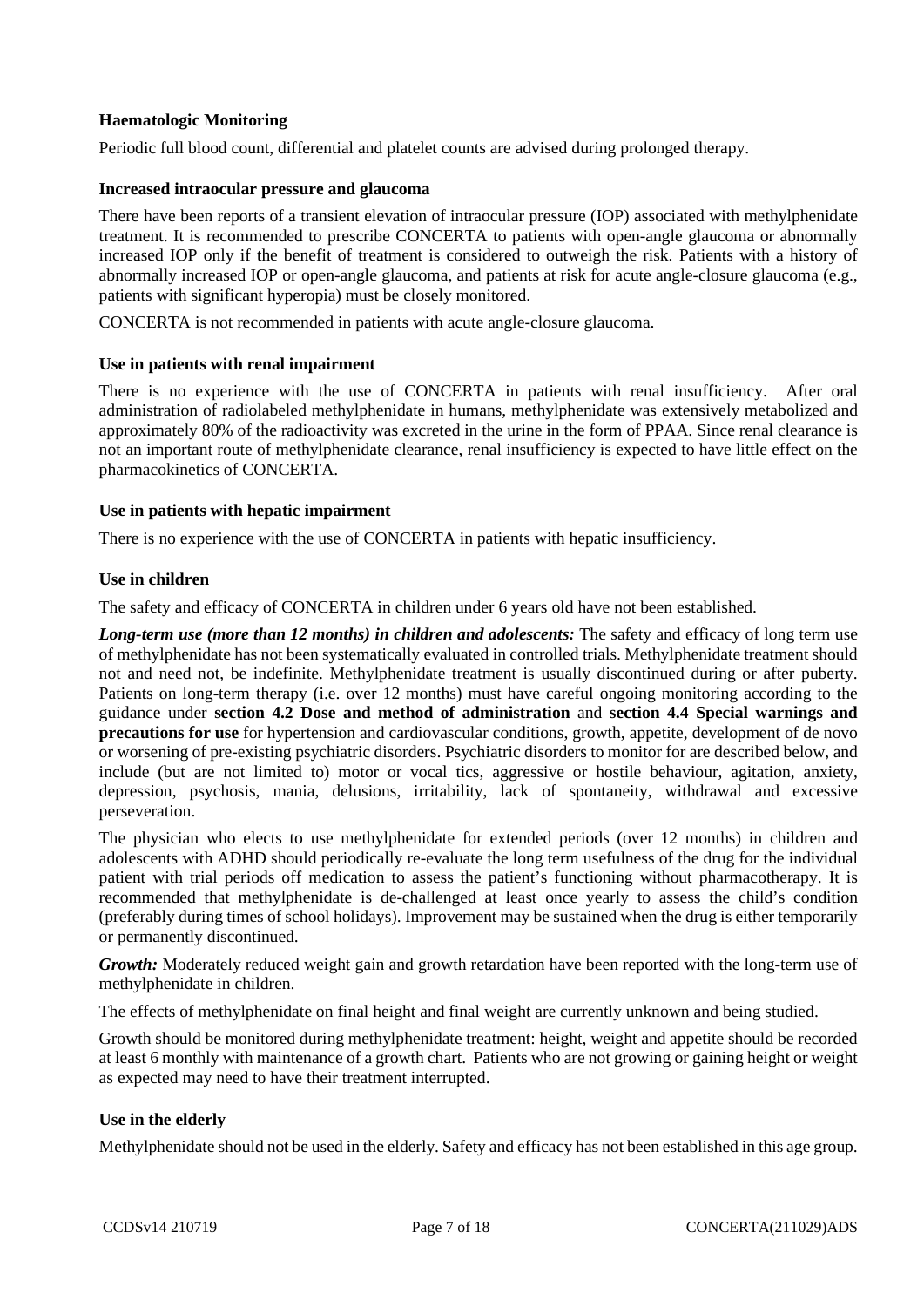**Haematologic Monitoring**

Periodic full blood count, differential and platelet counts are advised during prolonged therapy.

**Increased intraocular pressure and glaucoma**

There have been reports of a transient elevation of intraocular pressure (IOP) associated with methylphenidate treatment. It is recommended to prescribe CONCERTA to patients with open-angle glaucoma or abnormally increased IOP only if the benefit of treatment is considered to outweigh the risk. Patients with a history of abnormally increased IOP or open-angle glaucoma, and patients at risk for acute angle-closure glaucoma (e.g., patients with significant hyperopia) must be closely monitored.

CONCERTA is not recommended in patients with acute angle-closure glaucoma.

**Use in patients with renal impairment**

There is no experience with the use of CONCERTA in patients with renal insufficiency. After oral administration of radiolabeled methylphenidate in humans, methylphenidate was extensively metabolized and approximately 80% of the radioactivity was excreted in the urine in the form of PPAA. Since renal clearance is not an important route of methylphenidate clearance, renal insufficiency is expected to have little effect on the pharmacokinetics of CONCERTA.

**Use in patients with hepatic impairment**

There is no experience with the use of CONCERTA in patients with hepatic insufficiency.

**Use in children**

The safety and efficacy of CONCERTA in children under 6 years old have not been established.

***Long-term use (more than 12 months) in children and adolescents:*** The safety and efficacy of long term use of methylphenidate has not been systematically evaluated in controlled trials. Methylphenidate treatment should not and need not, be indefinite. Methylphenidate treatment is usually discontinued during or after puberty. Patients on long-term therapy (i.e. over 12 months) must have careful ongoing monitoring according to the guidance under **section 4.2 Dose and method of administration** and **section 4.4 Special warnings and precautions for use** for hypertension and cardiovascular conditions, growth, appetite, development of de novo or worsening of pre-existing psychiatric disorders. Psychiatric disorders to monitor for are described below, and include (but are not limited to) motor or vocal tics, aggressive or hostile behaviour, agitation, anxiety, depression, psychosis, mania, delusions, irritability, lack of spontaneity, withdrawal and excessive perseveration.

The physician who elects to use methylphenidate for extended periods (over 12 months) in children and adolescents with ADHD should periodically re-evaluate the long term usefulness of the drug for the individual patient with trial periods off medication to assess the patient's functioning without pharmacotherapy. It is recommended that methylphenidate is de-challenged at least once yearly to assess the child's condition (preferably during times of school holidays). Improvement may be sustained when the drug is either temporarily or permanently discontinued.

***Growth:*** Moderately reduced weight gain and growth retardation have been reported with the long-term use of methylphenidate in children.

The effects of methylphenidate on final height and final weight are currently unknown and being studied.

Growth should be monitored during methylphenidate treatment: height, weight and appetite should be recorded at least 6 monthly with maintenance of a growth chart. Patients who are not growing or gaining height or weight as expected may need to have their treatment interrupted.

**Use in the elderly**

Methylphenidate should not be used in the elderly. Safety and efficacy has not been established in this age group.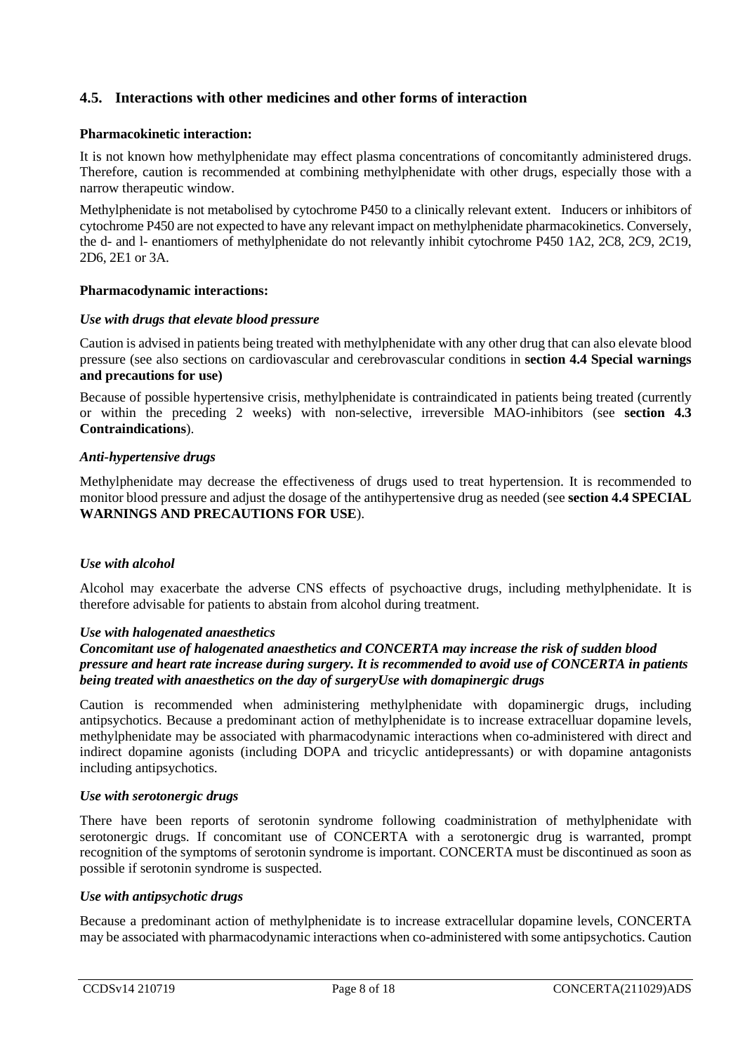## 4.5. Interactions with other medicines and other forms of interaction

**Pharmacokinetic interaction:**

It is not known how methylphenidate may effect plasma concentrations of concomitantly administered drugs. Therefore, caution is recommended at combining methylphenidate with other drugs, especially those with a narrow therapeutic window.

Methylphenidate is not metabolised by cytochrome P450 to a clinically relevant extent. Inducers or inhibitors of cytochrome P450 are not expected to have any relevant impact on methylphenidate pharmacokinetics. Conversely, the d- and l- enantiomers of methylphenidate do not relevantly inhibit cytochrome P450 1A2, 2C8, 2C9, 2C19, 2D6, 2E1 or 3A.

**Pharmacodynamic interactions:**

*Use with drugs that elevate blood pressure*

Caution is advised in patients being treated with methylphenidate with any other drug that can also elevate blood pressure (see also sections on cardiovascular and cerebrovascular conditions in **section 4.4 Special warnings and precautions for use)**

Because of possible hypertensive crisis, methylphenidate is contraindicated in patients being treated (currently or within the preceding 2 weeks) with non-selective, irreversible MAO-inhibitors (see **section 4.3 Contraindications**).

*Anti-hypertensive drugs*

Methylphenidate may decrease the effectiveness of drugs used to treat hypertension. It is recommended to monitor blood pressure and adjust the dosage of the antihypertensive drug as needed (see **section 4.4 SPECIAL WARNINGS AND PRECAUTIONS FOR USE**).

*Use with alcohol*

Alcohol may exacerbate the adverse CNS effects of psychoactive drugs, including methylphenidate. It is therefore advisable for patients to abstain from alcohol during treatment.

***Use with halogenated anaesthetics***

***Concomitant use of halogenated anaesthetics and CONCERTA may increase the risk of sudden blood pressure and heart rate increase during surgery. It is recommended to avoid use of CONCERTA in patients being treated with anaesthetics on the day of surgeryUse with domapinergic drugs***

Caution is recommended when administering methylphenidate with dopaminergic drugs, including antipsychotics. Because a predominant action of methylphenidate is to increase extracelluar dopamine levels, methylphenidate may be associated with pharmacodynamic interactions when co-administered with direct and indirect dopamine agonists (including DOPA and tricyclic antidepressants) or with dopamine antagonists including antipsychotics.

*Use with serotonergic drugs*

There have been reports of serotonin syndrome following coadministration of methylphenidate with serotonergic drugs. If concomitant use of CONCERTA with a serotonergic drug is warranted, prompt recognition of the symptoms of serotonin syndrome is important. CONCERTA must be discontinued as soon as possible if serotonin syndrome is suspected.

*Use with antipsychotic drugs*

Because a predominant action of methylphenidate is to increase extracellular dopamine levels, CONCERTA may be associated with pharmacodynamic interactions when co-administered with some antipsychotics. Caution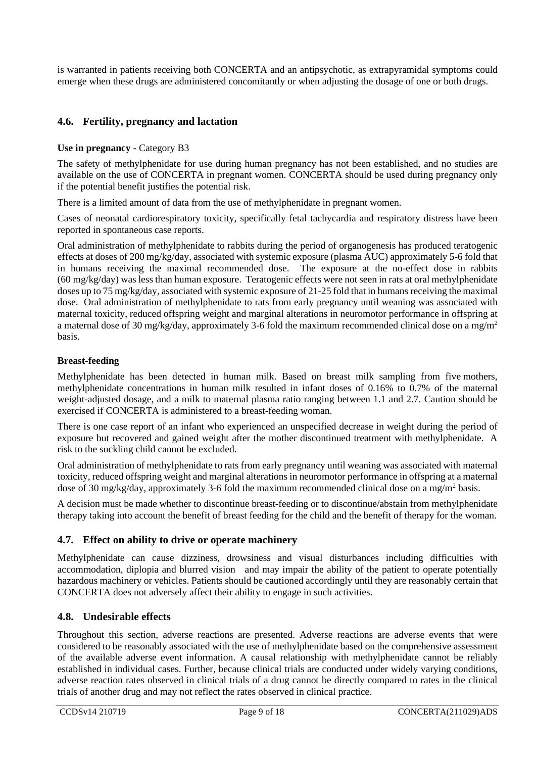is warranted in patients receiving both CONCERTA and an antipsychotic, as extrapyramidal symptoms could emerge when these drugs are administered concomitantly or when adjusting the dosage of one or both drugs.

## 4.6. Fertility, pregnancy and lactation

**Use in pregnancy** - Category B3

The safety of methylphenidate for use during human pregnancy has not been established, and no studies are available on the use of CONCERTA in pregnant women. CONCERTA should be used during pregnancy only if the potential benefit justifies the potential risk.

There is a limited amount of data from the use of methylphenidate in pregnant women.

Cases of neonatal cardiorespiratory toxicity, specifically fetal tachycardia and respiratory distress have been reported in spontaneous case reports.

Oral administration of methylphenidate to rabbits during the period of organogenesis has produced teratogenic effects at doses of 200 mg/kg/day, associated with systemic exposure (plasma AUC) approximately 5-6 fold that in humans receiving the maximal recommended dose. The exposure at the no-effect dose in rabbits (60 mg/kg/day) was less than human exposure. Teratogenic effects were not seen in rats at oral methylphenidate doses up to 75 mg/kg/day, associated with systemic exposure of 21-25 fold that in humans receiving the maximal dose. Oral administration of methylphenidate to rats from early pregnancy until weaning was associated with maternal toxicity, reduced offspring weight and marginal alterations in neuromotor performance in offspring at a maternal dose of 30 mg/kg/day, approximately 3-6 fold the maximum recommended clinical dose on a $mg/m^2$ basis.

**Breast-feeding**

Methylphenidate has been detected in human milk. Based on breast milk sampling from five mothers, methylphenidate concentrations in human milk resulted in infant doses of 0.16% to 0.7% of the maternal weight-adjusted dosage, and a milk to maternal plasma ratio ranging between 1.1 and 2.7. Caution should be exercised if CONCERTA is administered to a breast-feeding woman.

There is one case report of an infant who experienced an unspecified decrease in weight during the period of exposure but recovered and gained weight after the mother discontinued treatment with methylphenidate. A risk to the suckling child cannot be excluded.

Oral administration of methylphenidate to rats from early pregnancy until weaning was associated with maternal toxicity, reduced offspring weight and marginal alterations in neuromotor performance in offspring at a maternal dose of 30 mg/kg/day, approximately 3-6 fold the maximum recommended clinical dose on a $mg/m^2$ basis.

A decision must be made whether to discontinue breast-feeding or to discontinue/abstain from methylphenidate therapy taking into account the benefit of breast feeding for the child and the benefit of therapy for the woman.

## 4.7. Effect on ability to drive or operate machinery

Methylphenidate can cause dizziness, drowsiness and visual disturbances including difficulties with accommodation, diplopia and blurred vision and may impair the ability of the patient to operate potentially hazardous machinery or vehicles. Patients should be cautioned accordingly until they are reasonably certain that CONCERTA does not adversely affect their ability to engage in such activities.

## 4.8. Undesirable effects

Throughout this section, adverse reactions are presented. Adverse reactions are adverse events that were considered to be reasonably associated with the use of methylphenidate based on the comprehensive assessment of the available adverse event information. A causal relationship with methylphenidate cannot be reliably established in individual cases. Further, because clinical trials are conducted under widely varying conditions, adverse reaction rates observed in clinical trials of a drug cannot be directly compared to rates in the clinical trials of another drug and may not reflect the rates observed in clinical practice.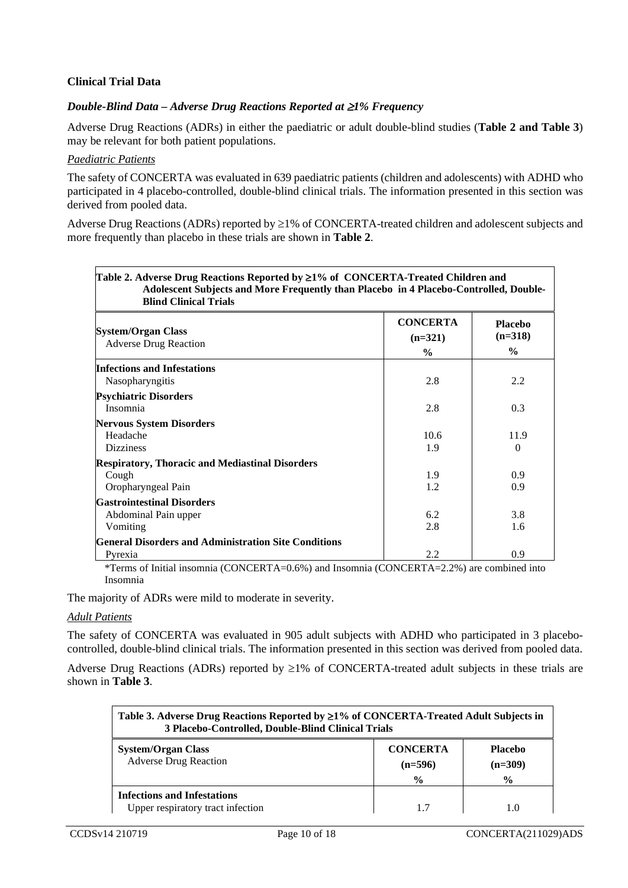### Clinical Trial Data

#### *Double-Blind Data – Adverse Drug Reactions Reported at ≥1% Frequency*

Adverse Drug Reactions (ADRs) in either the paediatric or adult double-blind studies (**Table 2 and Table 3**) may be relevant for both patient populations.

*Paediatric Patients*

The safety of CONCERTA was evaluated in 639 paediatric patients (children and adolescents) with ADHD who participated in 4 placebo-controlled, double-blind clinical trials. The information presented in this section was derived from pooled data.

Adverse Drug Reactions (ADRs) reported by ≥1% of CONCERTA-treated children and adolescent subjects and more frequently than placebo in these trials are shown in **Table 2**.

**Table 2. Adverse Drug Reactions Reported by ≥1% of CONCERTA-Treated Children and Adolescent Subjects and More Frequently than Placebo in 4 Placebo-Controlled, Double-Blind Clinical Trials**

| System/Organ Class<br>Adverse Drug Reaction | CONCERTA<br>(n=321)<br>% | Placebo<br>(n=318)<br>% |
|---|---|---|
| **Infections and Infestations** | | |
| Nasopharyngitis | 2.8 | 2.2 |
| **Psychiatric Disorders** | | |
| Insomnia | 2.8 | 0.3 |
| **Nervous System Disorders** | | |
| Headache | 10.6 | 11.9 |
| Dizziness | 1.9 | 0 |
| **Respiratory, Thoracic and Mediastinal Disorders** | | |
| Cough | 1.9 | 0.9 |
| Oropharyngeal Pain | 1.2 | 0.9 |
| **Gastrointestinal Disorders** | | |
| Abdominal Pain upper | 6.2 | 3.8 |
| Vomiting | 2.8 | 1.6 |
| **General Disorders and Administration Site Conditions** | | |
| Pyrexia | 2.2 | 0.9 |

*Terms of Initial insomnia (CONCERTA=0.6%) and Insomnia (CONCERTA=2.2%) are combined into Insomnia

The majority of ADRs were mild to moderate in severity.

*Adult Patients*

The safety of CONCERTA was evaluated in 905 adult subjects with ADHD who participated in 3 placebo-controlled, double-blind clinical trials. The information presented in this section was derived from pooled data.

Adverse Drug Reactions (ADRs) reported by ≥1% of CONCERTA-treated adult subjects in these trials are shown in **Table 3**.

**Table 3. Adverse Drug Reactions Reported by ≥1% of CONCERTA-Treated Adult Subjects in 3 Placebo-Controlled, Double-Blind Clinical Trials**

| System/Organ Class<br>Adverse Drug Reaction | CONCERTA<br>(n=596)<br>% | Placebo<br>(n=309)<br>% |
|---|---|---|
| **Infections and Infestations** | | |
| Upper respiratory tract infection | 1.7 | 1.0 |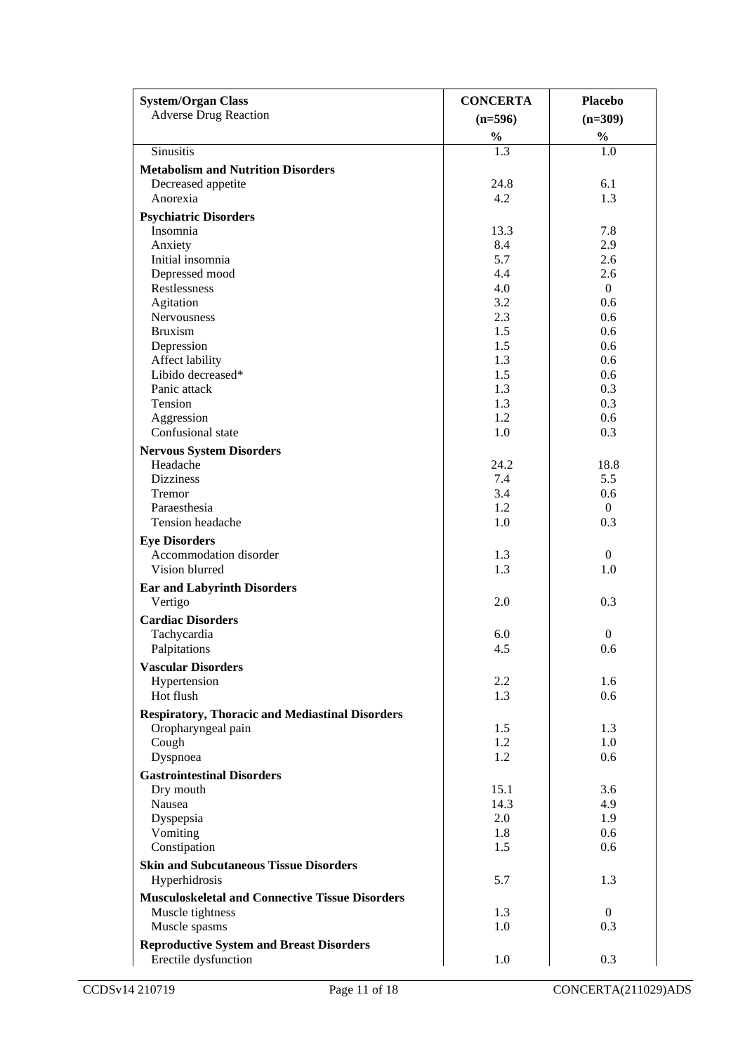| System/Organ Class<br>Adverse Drug Reaction | CONCERTA (n=596) % | Placebo (n=309) % |
|---|---|---|
| Sinusitis | 1.3 | 1.0 |
| **Metabolism and Nutrition Disorders** | | |
| Decreased appetite | 24.8 | 6.1 |
| Anorexia | 4.2 | 1.3 |
| **Psychiatric Disorders** | | |
| Insomnia | 13.3 | 7.8 |
| Anxiety | 8.4 | 2.9 |
| Initial insomnia | 5.7 | 2.6 |
| Depressed mood | 4.4 | 2.6 |
| Restlessness | 4.0 | 0 |
| Agitation | 3.2 | 0.6 |
| Nervousness | 2.3 | 0.6 |
| Bruxism | 1.5 | 0.6 |
| Depression | 1.5 | 0.6 |
| Affect lability | 1.3 | 0.6 |
| Libido decreased* | 1.5 | 0.6 |
| Panic attack | 1.3 | 0.3 |
| Tension | 1.3 | 0.3 |
| Aggression | 1.2 | 0.6 |
| Confusional state | 1.0 | 0.3 |
| **Nervous System Disorders** | | |
| Headache | 24.2 | 18.8 |
| Dizziness | 7.4 | 5.5 |
| Tremor | 3.4 | 0.6 |
| Paraesthesia | 1.2 | 0 |
| Tension headache | 1.0 | 0.3 |
| **Eye Disorders** | | |
| Accommodation disorder | 1.3 | 0 |
| Vision blurred | 1.3 | 1.0 |
| **Ear and Labyrinth Disorders** | | |
| Vertigo | 2.0 | 0.3 |
| **Cardiac Disorders** | | |
| Tachycardia | 6.0 | 0 |
| Palpitations | 4.5 | 0.6 |
| **Vascular Disorders** | | |
| Hypertension | 2.2 | 1.6 |
| Hot flush | 1.3 | 0.6 |
| **Respiratory, Thoracic and Mediastinal Disorders** | | |
| Oropharyngeal pain | 1.5 | 1.3 |
| Cough | 1.2 | 1.0 |
| Dyspnoea | 1.2 | 0.6 |
| **Gastrointestinal Disorders** | | |
| Dry mouth | 15.1 | 3.6 |
| Nausea | 14.3 | 4.9 |
| Dyspepsia | 2.0 | 1.9 |
| Vomiting | 1.8 | 0.6 |
| Constipation | 1.5 | 0.6 |
| **Skin and Subcutaneous Tissue Disorders** | | |
| Hyperhidrosis | 5.7 | 1.3 |
| **Musculoskeletal and Connective Tissue Disorders** | | |
| Muscle tightness | 1.3 | 0 |
| Muscle spasms | 1.0 | 0.3 |
| **Reproductive System and Breast Disorders** | | |
| Erectile dysfunction | 1.0 | 0.3 |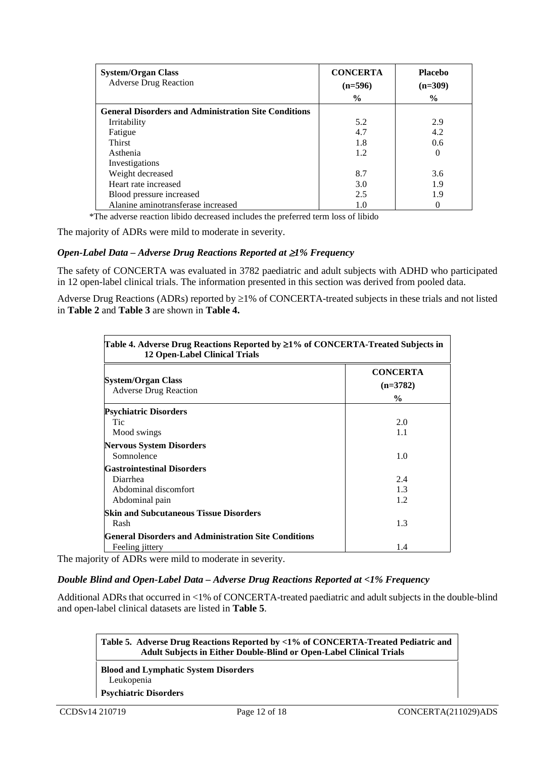| System/Organ Class<br>Adverse Drug Reaction | CONCERTA (n=596) % | Placebo (n=309) % |
|---|---|---|
| **General Disorders and Administration Site Conditions** | | |
| Irritability | 5.2 | 2.9 |
| Fatigue | 4.7 | 4.2 |
| Thirst | 1.8 | 0.6 |
| Asthenia | 1.2 | 0 |
| Investigations | | |
| Weight decreased | 8.7 | 3.6 |
| Heart rate increased | 3.0 | 1.9 |
| Blood pressure increased | 2.5 | 1.9 |
| Alanine aminotransferase increased | 1.0 | 0 |

*The adverse reaction libido decreased includes the preferred term loss of libido

The majority of ADRs were mild to moderate in severity.

### *Open-Label Data – Adverse Drug Reactions Reported at ≥1% Frequency*

The safety of CONCERTA was evaluated in 3782 paediatric and adult subjects with ADHD who participated in 12 open-label clinical trials. The information presented in this section was derived from pooled data.

Adverse Drug Reactions (ADRs) reported by ≥1% of CONCERTA-treated subjects in these trials and not listed in **Table 2** and **Table 3** are shown in **Table 4.**

**Table 4. Adverse Drug Reactions Reported by ≥1% of CONCERTA-Treated Subjects in 12 Open-Label Clinical Trials**

| System/Organ Class<br>Adverse Drug Reaction | CONCERTA (n=3782) % |
|---|---|
| **Psychiatric Disorders** | |
| Tic | 2.0 |
| Mood swings | 1.1 |
| **Nervous System Disorders** | |
| Somnolence | 1.0 |
| **Gastrointestinal Disorders** | |
| Diarrhea | 2.4 |
| Abdominal discomfort | 1.3 |
| Abdominal pain | 1.2 |
| **Skin and Subcutaneous Tissue Disorders** | |
| Rash | 1.3 |
| **General Disorders and Administration Site Conditions** | |
| Feeling jittery | 1.4 |

The majority of ADRs were mild to moderate in severity.

### *Double Blind and Open-Label Data – Adverse Drug Reactions Reported at <1% Frequency*

Additional ADRs that occurred in <1% of CONCERTA-treated paediatric and adult subjects in the double-blind and open-label clinical datasets are listed in **Table 5**.

| Table 5. Adverse Drug Reactions Reported by <1% of CONCERTA-Treated Pediatric and Adult Subjects in Either Double-Blind or Open-Label Clinical Trials |
|---|
| **Blood and Lymphatic System Disorders** |
| Leukopenia |
| **Psychiatric Disorders** |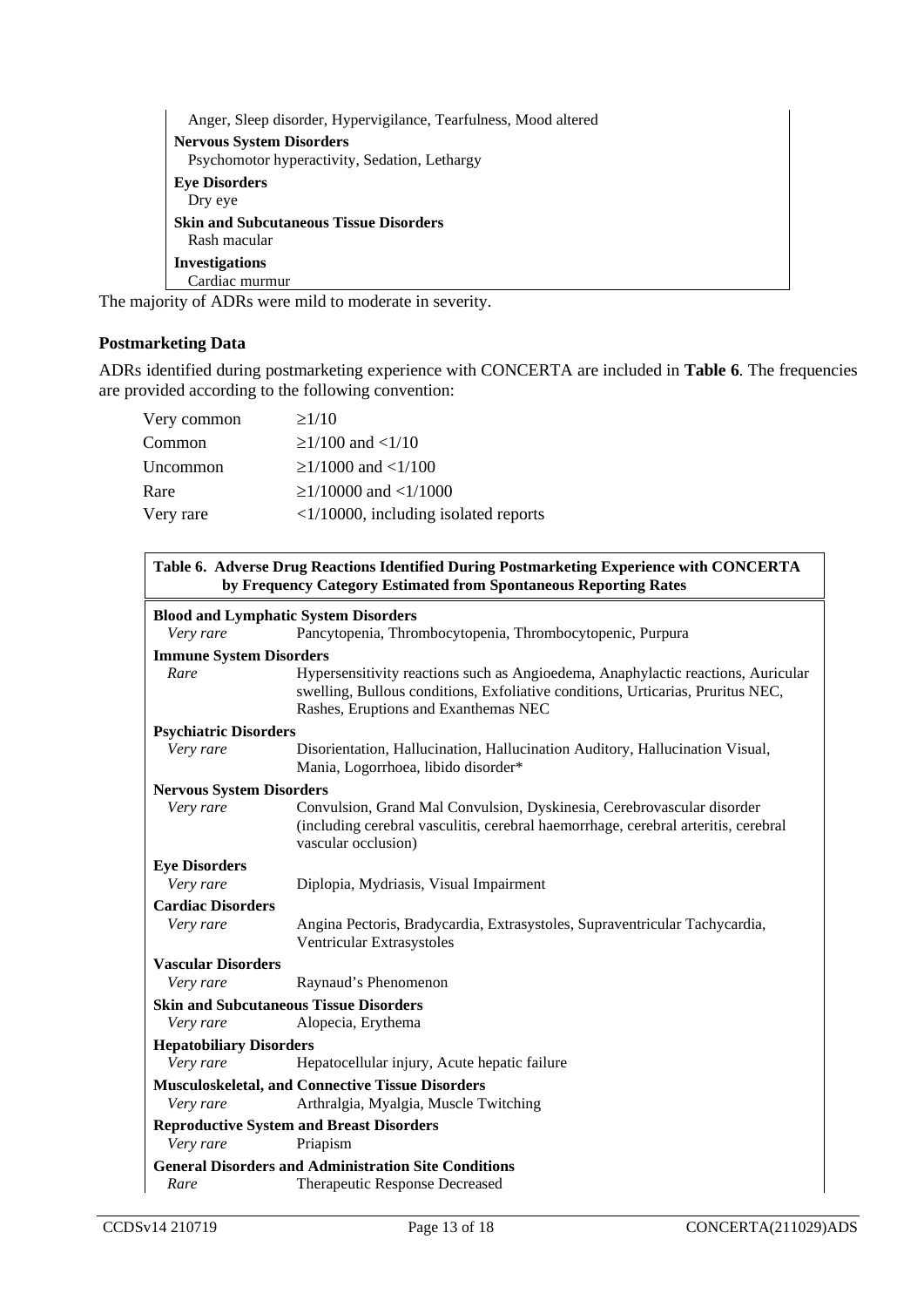| |
|---|
| Anger, Sleep disorder, Hypervigilance, Tearfulness, Mood altered |
| **Nervous System Disorders** |
| Psychomotor hyperactivity, Sedation, Lethargy |
| **Eye Disorders** |
| Dry eye |
| **Skin and Subcutaneous Tissue Disorders** |
| Rash macular |
| **Investigations** |
| Cardiac murmur |

The majority of ADRs were mild to moderate in severity.

**Postmarketing Data**

ADRs identified during postmarketing experience with CONCERTA are included in **Table 6**. The frequencies are provided according to the following convention:

| | |
|---|---|
| Very common | ≥1/10 |
| Common | ≥1/100 and <1/10 |
| Uncommon | ≥1/1000 and <1/100 |
| Rare | ≥1/10000 and <1/1000 |
| Very rare | <1/10000, including isolated reports |

**Table 6. Adverse Drug Reactions Identified During Postmarketing Experience with CONCERTA by Frequency Category Estimated from Spontaneous Reporting Rates**

| | |
|---|---|
| **Blood and Lymphatic System Disorders** | |
| *Very rare* | Pancytopenia, Thrombocytopenia, Thrombocytopenic, Purpura |
| **Immune System Disorders** | |
| *Rare* | Hypersensitivity reactions such as Angioedema, Anaphylactic reactions, Auricular swelling, Bullous conditions, Exfoliative conditions, Urticarias, Pruritus NEC, Rashes, Eruptions and Exanthemas NEC |
| **Psychiatric Disorders** | |
| *Very rare* | Disorientation, Hallucination, Hallucination Auditory, Hallucination Visual, Mania, Logorrhoea, libido disorder* |
| **Nervous System Disorders** | |
| *Very rare* | Convulsion, Grand Mal Convulsion, Dyskinesia, Cerebrovascular disorder (including cerebral vasculitis, cerebral haemorrhage, cerebral arteritis, cerebral vascular occlusion) |
| **Eye Disorders** | |
| *Very rare* | Diplopia, Mydriasis, Visual Impairment |
| **Cardiac Disorders** | |
| *Very rare* | Angina Pectoris, Bradycardia, Extrasystoles, Supraventricular Tachycardia, Ventricular Extrasystoles |
| **Vascular Disorders** | |
| *Very rare* | Raynaud's Phenomenon |
| **Skin and Subcutaneous Tissue Disorders** | |
| *Very rare* | Alopecia, Erythema |
| **Hepatobiliary Disorders** | |
| *Very rare* | Hepatocellular injury, Acute hepatic failure |
| **Musculoskeletal, and Connective Tissue Disorders** | |
| *Very rare* | Arthralgia, Myalgia, Muscle Twitching |
| **Reproductive System and Breast Disorders** | |
| *Very rare* | Priapism |
| **General Disorders and Administration Site Conditions** | |
| *Rare* | Therapeutic Response Decreased |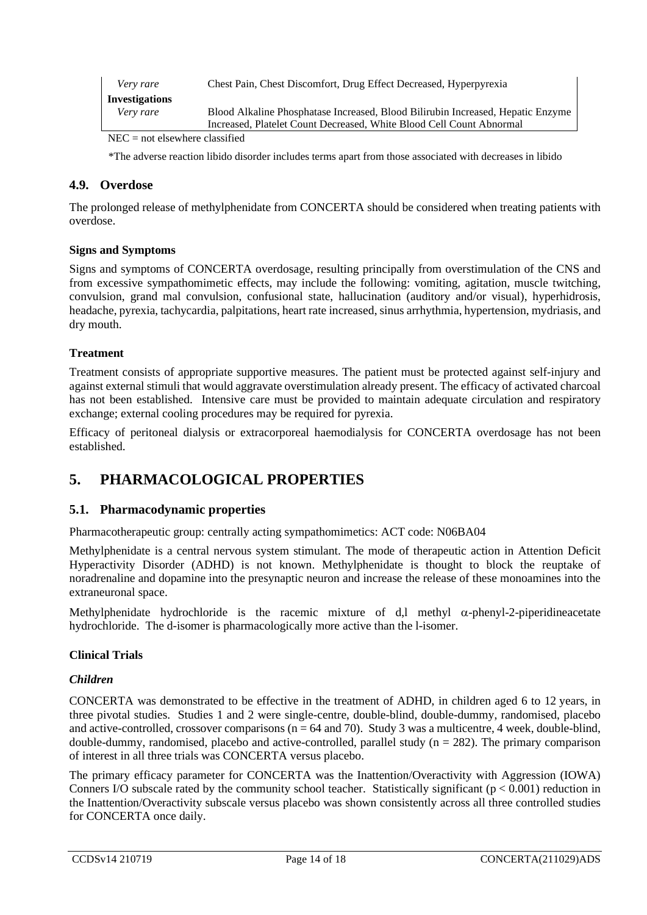| | |
|---|---|
| *Very rare* | Chest Pain, Chest Discomfort, Drug Effect Decreased, Hyperpyrexia |
| **Investigations** | |
| *Very rare* | Blood Alkaline Phosphatase Increased, Blood Bilirubin Increased, Hepatic Enzyme Increased, Platelet Count Decreased, White Blood Cell Count Abnormal |

NEC = not elsewhere classified

*The adverse reaction libido disorder includes terms apart from those associated with decreases in libido

### 4.9. Overdose

The prolonged release of methylphenidate from CONCERTA should be considered when treating patients with overdose.

**Signs and Symptoms**

Signs and symptoms of CONCERTA overdosage, resulting principally from overstimulation of the CNS and from excessive sympathomimetic effects, may include the following: vomiting, agitation, muscle twitching, convulsion, grand mal convulsion, confusional state, hallucination (auditory and/or visual), hyperhidrosis, headache, pyrexia, tachycardia, palpitations, heart rate increased, sinus arrhythmia, hypertension, mydriasis, and dry mouth.

**Treatment**

Treatment consists of appropriate supportive measures. The patient must be protected against self-injury and against external stimuli that would aggravate overstimulation already present. The efficacy of activated charcoal has not been established. Intensive care must be provided to maintain adequate circulation and respiratory exchange; external cooling procedures may be required for pyrexia.

Efficacy of peritoneal dialysis or extracorporeal haemodialysis for CONCERTA overdosage has not been established.

## 5. PHARMACOLOGICAL PROPERTIES

### 5.1. Pharmacodynamic properties

Pharmacotherapeutic group: centrally acting sympathomimetics: ACT code: N06BA04

Methylphenidate is a central nervous system stimulant. The mode of therapeutic action in Attention Deficit Hyperactivity Disorder (ADHD) is not known. Methylphenidate is thought to block the reuptake of noradrenaline and dopamine into the presynaptic neuron and increase the release of these monoamines into the extraneuronal space.

Methylphenidate hydrochloride is the racemic mixture of d,l methyl $\alpha$-phenyl-2-piperidineacetate hydrochloride. The d-isomer is pharmacologically more active than the l-isomer.

**Clinical Trials**

***Children***

CONCERTA was demonstrated to be effective in the treatment of ADHD, in children aged 6 to 12 years, in three pivotal studies. Studies 1 and 2 were single-centre, double-blind, double-dummy, randomised, placebo and active-controlled, crossover comparisons ($n = 64$ and 70). Study 3 was a multicentre, 4 week, double-blind, double-dummy, randomised, placebo and active-controlled, parallel study ($n = 282$). The primary comparison of interest in all three trials was CONCERTA versus placebo.

The primary efficacy parameter for CONCERTA was the Inattention/Overactivity with Aggression (IOWA) Conners I/O subscale rated by the community school teacher. Statistically significant ($p < 0.001$) reduction in the Inattention/Overactivity subscale versus placebo was shown consistently across all three controlled studies for CONCERTA once daily.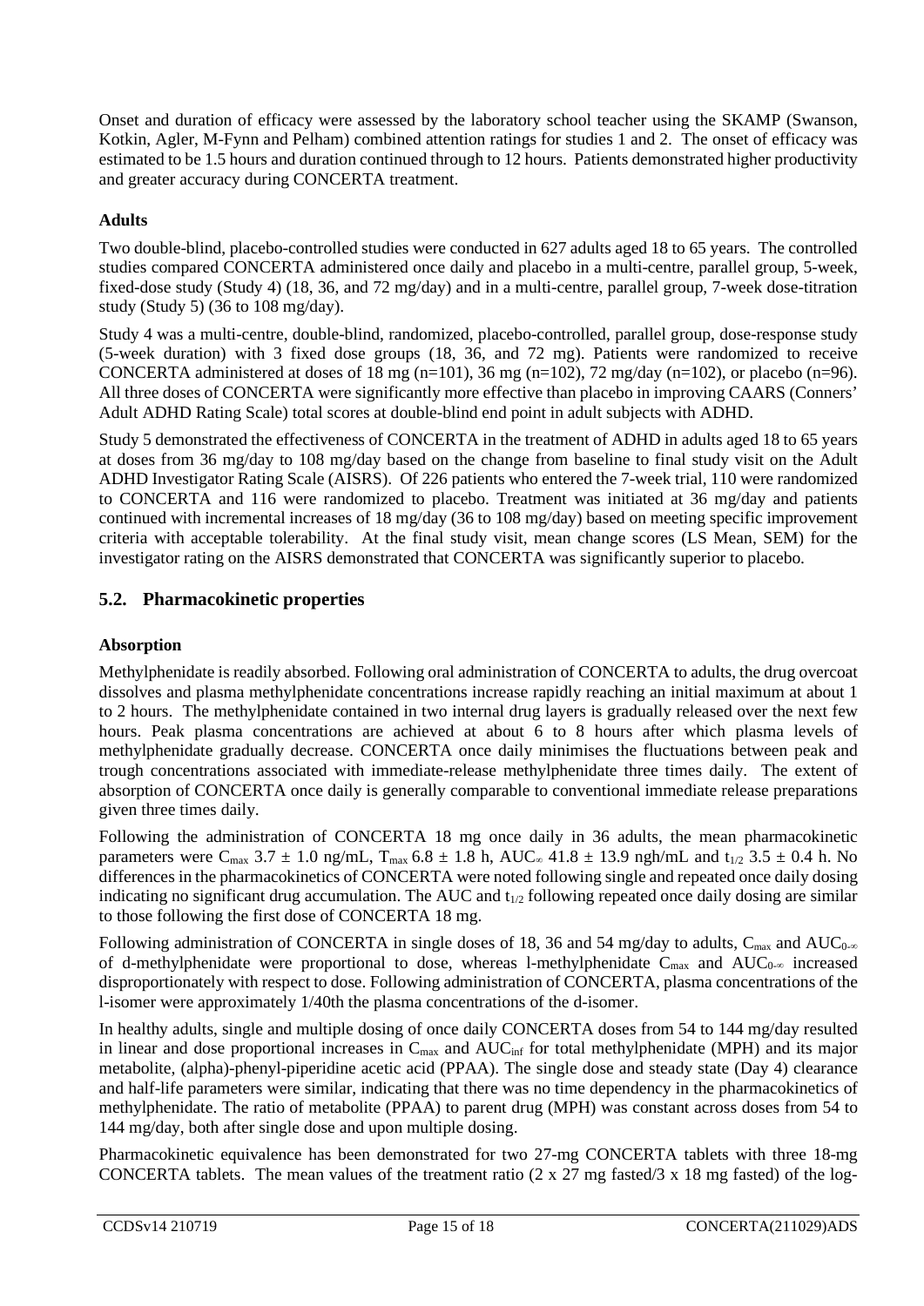Onset and duration of efficacy were assessed by the laboratory school teacher using the SKAMP (Swanson, Kotkin, Agler, M-Fynn and Pelham) combined attention ratings for studies 1 and 2. The onset of efficacy was estimated to be 1.5 hours and duration continued through to 12 hours. Patients demonstrated higher productivity and greater accuracy during CONCERTA treatment.

**Adults**

Two double-blind, placebo-controlled studies were conducted in 627 adults aged 18 to 65 years. The controlled studies compared CONCERTA administered once daily and placebo in a multi-centre, parallel group, 5-week, fixed-dose study (Study 4) (18, 36, and 72 mg/day) and in a multi-centre, parallel group, 7-week dose-titration study (Study 5) (36 to 108 mg/day).

Study 4 was a multi-centre, double-blind, randomized, placebo-controlled, parallel group, dose-response study (5-week duration) with 3 fixed dose groups (18, 36, and 72 mg). Patients were randomized to receive CONCERTA administered at doses of 18 mg (n=101), 36 mg (n=102), 72 mg/day (n=102), or placebo (n=96). All three doses of CONCERTA were significantly more effective than placebo in improving CAARS (Conners' Adult ADHD Rating Scale) total scores at double-blind end point in adult subjects with ADHD.

Study 5 demonstrated the effectiveness of CONCERTA in the treatment of ADHD in adults aged 18 to 65 years at doses from 36 mg/day to 108 mg/day based on the change from baseline to final study visit on the Adult ADHD Investigator Rating Scale (AISRS). Of 226 patients who entered the 7-week trial, 110 were randomized to CONCERTA and 116 were randomized to placebo. Treatment was initiated at 36 mg/day and patients continued with incremental increases of 18 mg/day (36 to 108 mg/day) based on meeting specific improvement criteria with acceptable tolerability. At the final study visit, mean change scores (LS Mean, SEM) for the investigator rating on the AISRS demonstrated that CONCERTA was significantly superior to placebo.

## 5.2. Pharmacokinetic properties

**Absorption**

Methylphenidate is readily absorbed. Following oral administration of CONCERTA to adults, the drug overcoat dissolves and plasma methylphenidate concentrations increase rapidly reaching an initial maximum at about 1 to 2 hours. The methylphenidate contained in two internal drug layers is gradually released over the next few hours. Peak plasma concentrations are achieved at about 6 to 8 hours after which plasma levels of methylphenidate gradually decrease. CONCERTA once daily minimises the fluctuations between peak and trough concentrations associated with immediate-release methylphenidate three times daily. The extent of absorption of CONCERTA once daily is generally comparable to conventional immediate release preparations given three times daily.

Following the administration of CONCERTA 18 mg once daily in 36 adults, the mean pharmacokinetic parameters were $C_{max}$ 3.7 ± 1.0 ng/mL, $T_{max}$ 6.8 ± 1.8 h, $AUC_{\infty}$ 41.8 ± 13.9 ngh/mL and $t_{1/2}$ 3.5 ± 0.4 h. No differences in the pharmacokinetics of CONCERTA were noted following single and repeated once daily dosing indicating no significant drug accumulation. The AUC and $t_{1/2}$ following repeated once daily dosing are similar to those following the first dose of CONCERTA 18 mg.

Following administration of CONCERTA in single doses of 18, 36 and 54 mg/day to adults, $C_{max}$ and $AUC_{0-\infty}$ of d-methylphenidate were proportional to dose, whereas l-methylphenidate $C_{max}$ and $AUC_{0-\infty}$ increased disproportionately with respect to dose. Following administration of CONCERTA, plasma concentrations of the l-isomer were approximately 1/40th the plasma concentrations of the d-isomer.

In healthy adults, single and multiple dosing of once daily CONCERTA doses from 54 to 144 mg/day resulted in linear and dose proportional increases in $C_{max}$ and $AUC_{inf}$ for total methylphenidate (MPH) and its major metabolite, (alpha)-phenyl-piperidine acetic acid (PPAA). The single dose and steady state (Day 4) clearance and half-life parameters were similar, indicating that there was no time dependency in the pharmacokinetics of methylphenidate. The ratio of metabolite (PPAA) to parent drug (MPH) was constant across doses from 54 to 144 mg/day, both after single dose and upon multiple dosing.

Pharmacokinetic equivalence has been demonstrated for two 27-mg CONCERTA tablets with three 18-mg CONCERTA tablets. The mean values of the treatment ratio (2 x 27 mg fasted/3 x 18 mg fasted) of the log-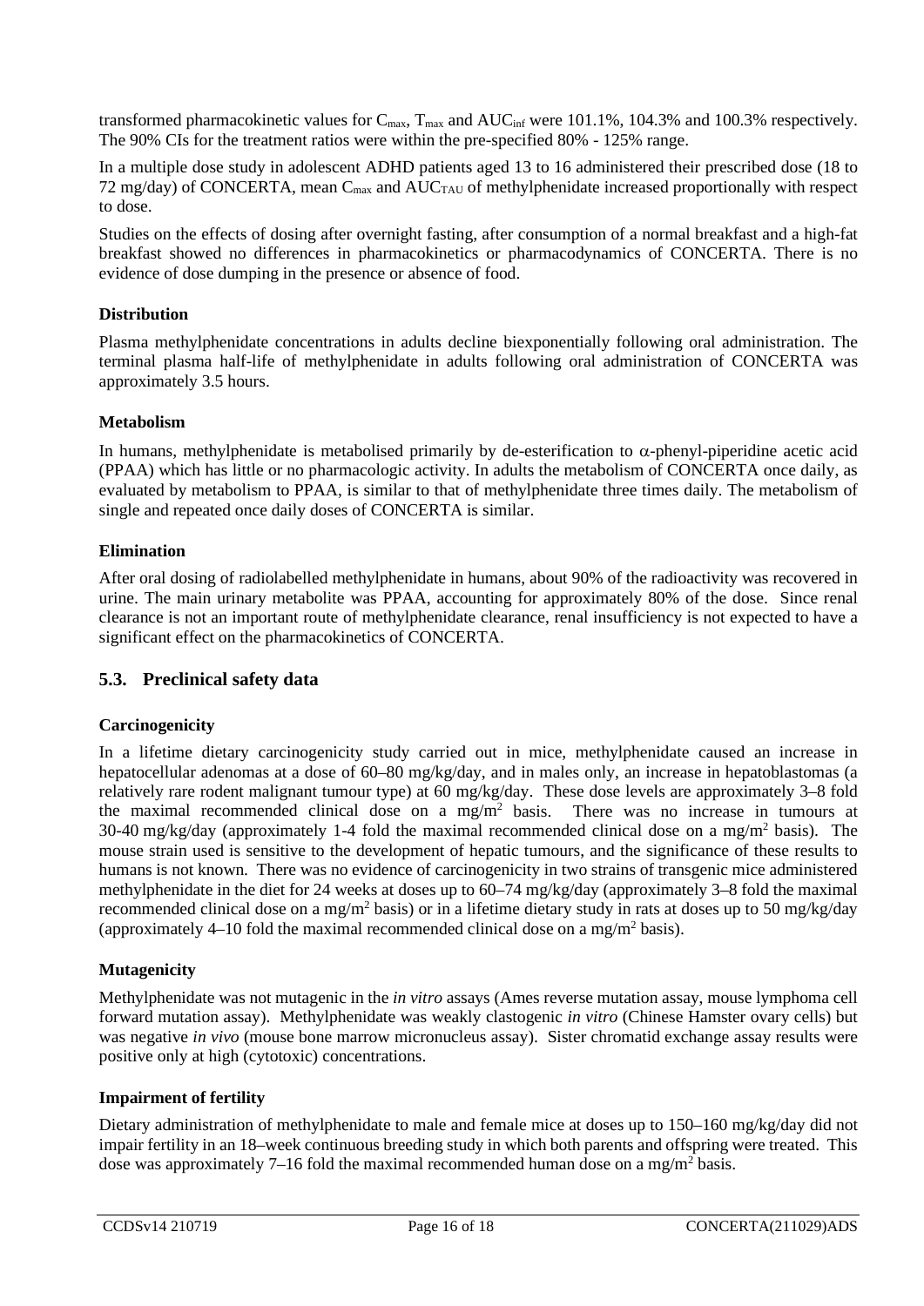transformed pharmacokinetic values for $C_{max}$, $T_{max}$ and $AUC_{inf}$ were 101.1%, 104.3% and 100.3% respectively. The 90% CIs for the treatment ratios were within the pre-specified 80% - 125% range.

In a multiple dose study in adolescent ADHD patients aged 13 to 16 administered their prescribed dose (18 to 72 mg/day) of CONCERTA, mean $C_{max}$ and $AUC_{TAU}$ of methylphenidate increased proportionally with respect to dose.

Studies on the effects of dosing after overnight fasting, after consumption of a normal breakfast and a high-fat breakfast showed no differences in pharmacokinetics or pharmacodynamics of CONCERTA. There is no evidence of dose dumping in the presence or absence of food.

**Distribution**

Plasma methylphenidate concentrations in adults decline biexponentially following oral administration. The terminal plasma half-life of methylphenidate in adults following oral administration of CONCERTA was approximately 3.5 hours.

**Metabolism**

In humans, methylphenidate is metabolised primarily by de-esterification to α-phenyl-piperidine acetic acid (PPAA) which has little or no pharmacologic activity. In adults the metabolism of CONCERTA once daily, as evaluated by metabolism to PPAA, is similar to that of methylphenidate three times daily. The metabolism of single and repeated once daily doses of CONCERTA is similar.

**Elimination**

After oral dosing of radiolabelled methylphenidate in humans, about 90% of the radioactivity was recovered in urine. The main urinary metabolite was PPAA, accounting for approximately 80% of the dose. Since renal clearance is not an important route of methylphenidate clearance, renal insufficiency is not expected to have a significant effect on the pharmacokinetics of CONCERTA.

## 5.3. Preclinical safety data

**Carcinogenicity**

In a lifetime dietary carcinogenicity study carried out in mice, methylphenidate caused an increase in hepatocellular adenomas at a dose of 60–80 mg/kg/day, and in males only, an increase in hepatoblastomas (a relatively rare rodent malignant tumour type) at 60 mg/kg/day. These dose levels are approximately 3–8 fold the maximal recommended clinical dose on a $mg/m^2$ basis. There was no increase in tumours at 30-40 mg/kg/day (approximately 1-4 fold the maximal recommended clinical dose on a $mg/m^2$ basis). The mouse strain used is sensitive to the development of hepatic tumours, and the significance of these results to humans is not known. There was no evidence of carcinogenicity in two strains of transgenic mice administered methylphenidate in the diet for 24 weeks at doses up to 60–74 mg/kg/day (approximately 3–8 fold the maximal recommended clinical dose on a $mg/m^2$ basis) or in a lifetime dietary study in rats at doses up to 50 mg/kg/day (approximately 4–10 fold the maximal recommended clinical dose on a $mg/m^2$ basis).

**Mutagenicity**

Methylphenidate was not mutagenic in the *in vitro* assays (Ames reverse mutation assay, mouse lymphoma cell forward mutation assay). Methylphenidate was weakly clastogenic *in vitro* (Chinese Hamster ovary cells) but was negative *in vivo* (mouse bone marrow micronucleus assay). Sister chromatid exchange assay results were positive only at high (cytotoxic) concentrations.

**Impairment of fertility**

Dietary administration of methylphenidate to male and female mice at doses up to 150–160 mg/kg/day did not impair fertility in an 18–week continuous breeding study in which both parents and offspring were treated. This dose was approximately 7–16 fold the maximal recommended human dose on a $mg/m^2$ basis.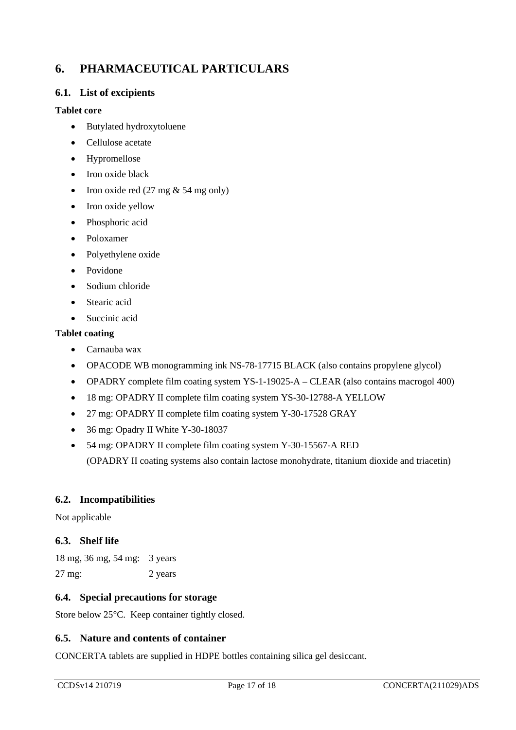# 6. PHARMACEUTICAL PARTICULARS

## 6.1. List of excipients

**Tablet core**

- Butylated hydroxytoluene
- Cellulose acetate
- Hypromellose
- Iron oxide black
- Iron oxide red (27 mg & 54 mg only)
- Iron oxide yellow
- Phosphoric acid
- Poloxamer
- Polyethylene oxide
- Povidone
- Sodium chloride
- Stearic acid
- Succinic acid

**Tablet coating**

- Carnauba wax
- OPACODE WB monogramming ink NS-78-17715 BLACK (also contains propylene glycol)
- OPADRY complete film coating system YS-1-19025-A – CLEAR (also contains macrogol 400)
- 18 mg: OPADRY II complete film coating system YS-30-12788-A YELLOW
- 27 mg: OPADRY II complete film coating system Y-30-17528 GRAY
- 36 mg: Opadry II White Y-30-18037
- 54 mg: OPADRY II complete film coating system Y-30-15567-A RED
  (OPADRY II coating systems also contain lactose monohydrate, titanium dioxide and triacetin)

## 6.2. Incompatibilities

Not applicable

## 6.3. Shelf life

18 mg, 36 mg, 54 mg: 3 years

27 mg: 2 years

## 6.4. Special precautions for storage

Store below 25°C. Keep container tightly closed.

## 6.5. Nature and contents of container

CONCERTA tablets are supplied in HDPE bottles containing silica gel desiccant.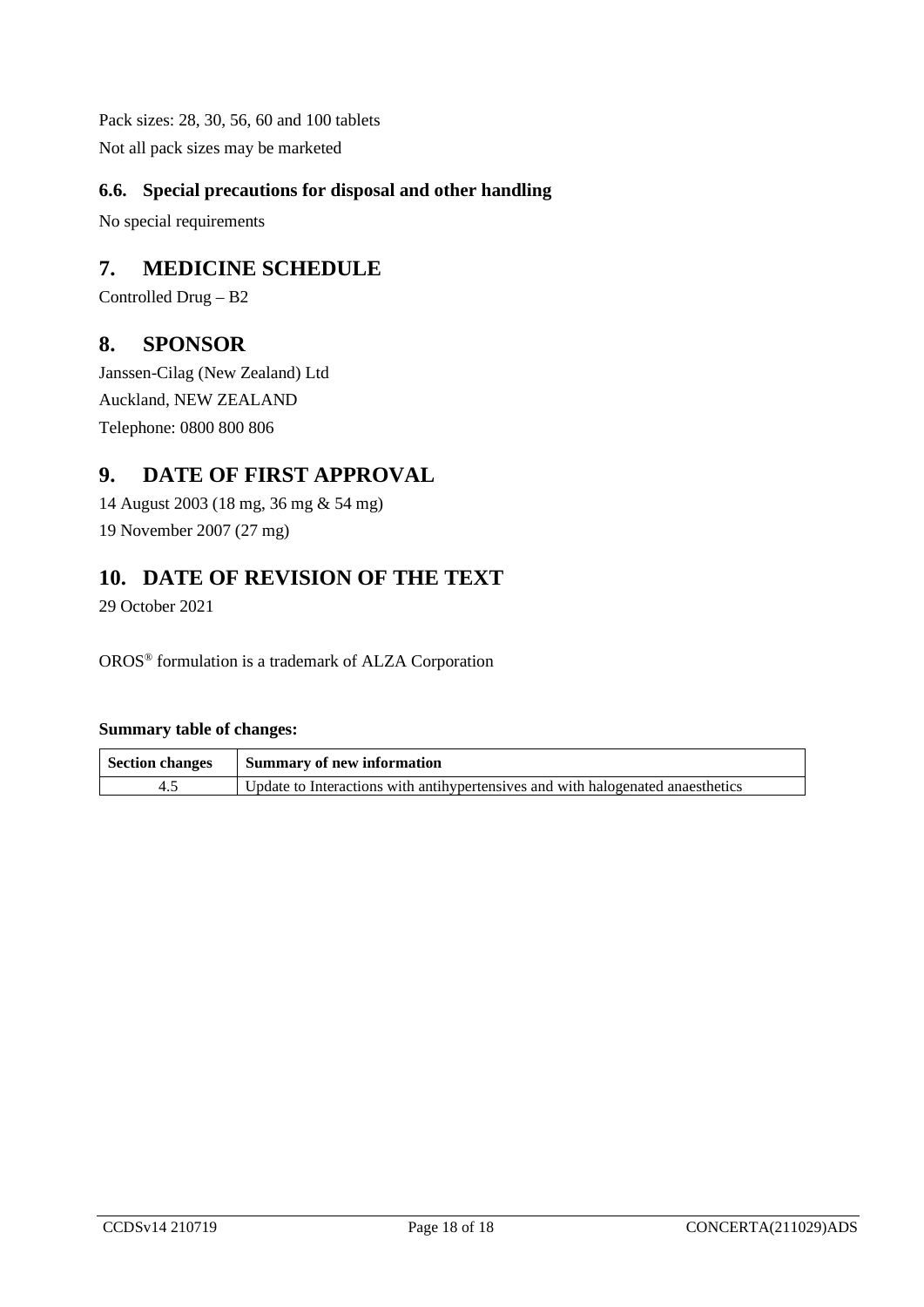Pack sizes: 28, 30, 56, 60 and 100 tablets

Not all pack sizes may be marketed

### 6.6. Special precautions for disposal and other handling

No special requirements

## 7. MEDICINE SCHEDULE

Controlled Drug – B2

## 8. SPONSOR

Janssen-Cilag (New Zealand) Ltd

Auckland, NEW ZEALAND

Telephone: 0800 800 806

## 9. DATE OF FIRST APPROVAL

14 August 2003 (18 mg, 36 mg & 54 mg)

19 November 2007 (27 mg)

## 10. DATE OF REVISION OF THE TEXT

29 October 2021

OROS® formulation is a trademark of ALZA Corporation

**Summary table of changes:**

| Section changes | Summary of new information |
|---|---|
| 4.5 | Update to Interactions with antihypertensives and with halogenated anaesthetics |